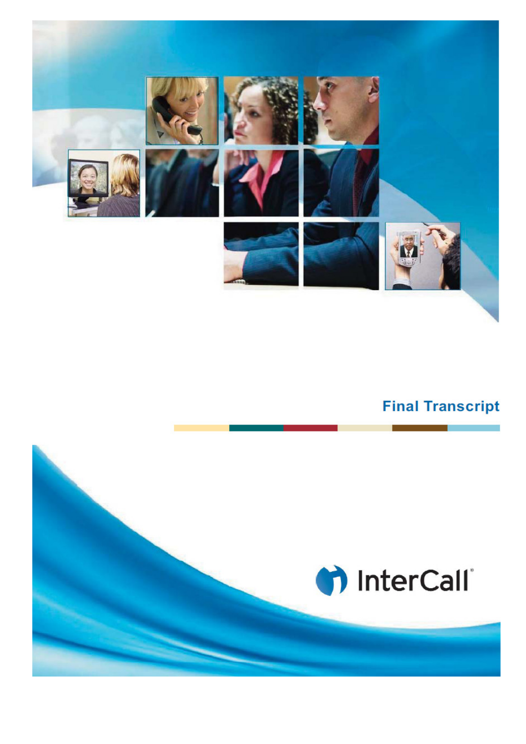# Final Transcript

InterCall®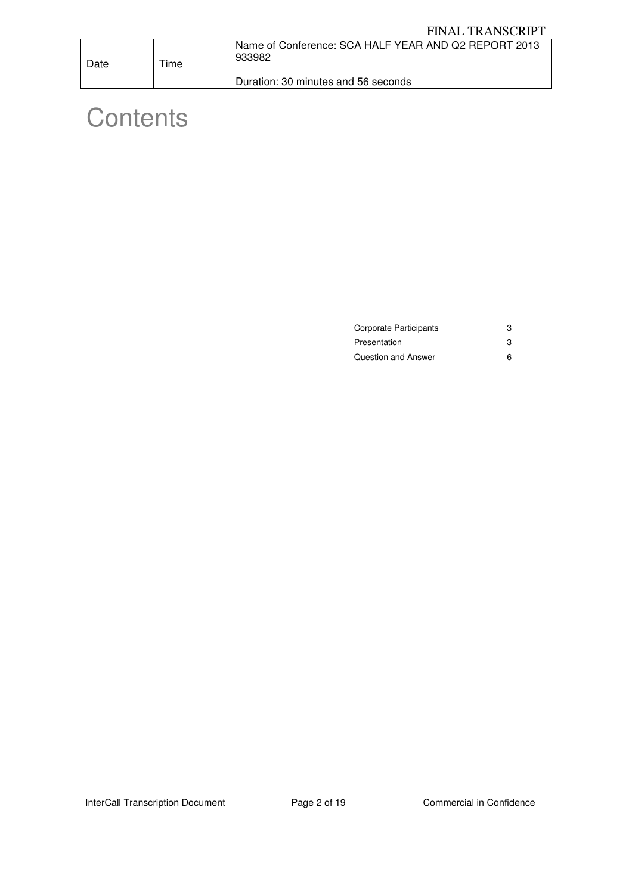| Date | Time | Name of Conference: SCA HALF YEAR AND Q2 REPORT 2013 933982<br><br>Duration: 30 minutes and 56 seconds |
|---|---|---|

# Contents

| | |
|---|---|
| Corporate Participants | 3 |
| Presentation | 3 |
| Question and Answer | 6 |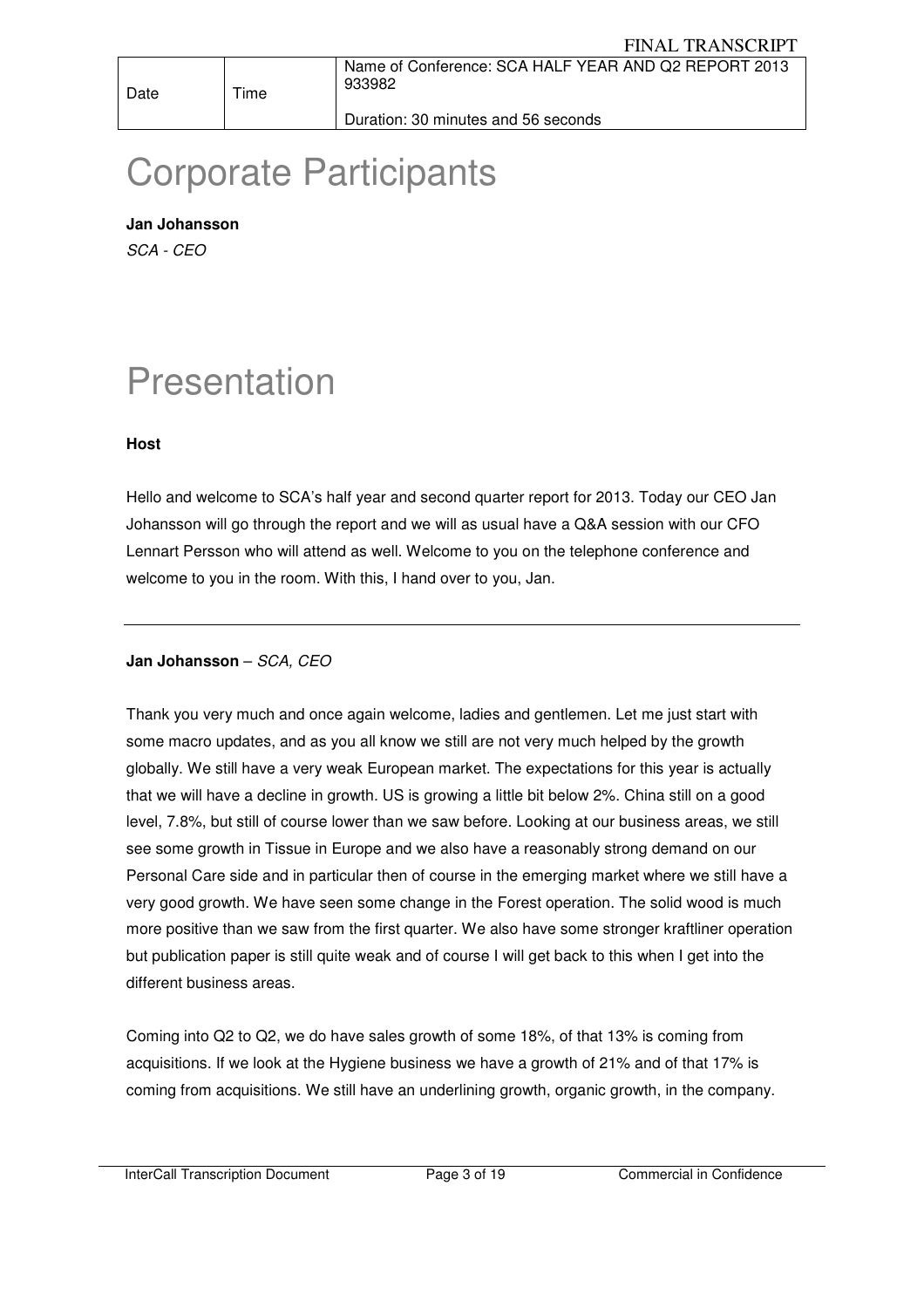| Date | Time | Name of Conference: SCA HALF YEAR AND Q2 REPORT 2013 933982<br><br>Duration: 30 minutes and 56 seconds |
|---|---|---|

# Corporate Participants

**Jan Johansson**

*SCA - CEO*

# Presentation

**Host**

Hello and welcome to SCA's half year and second quarter report for 2013. Today our CEO Jan Johansson will go through the report and we will as usual have a Q&A session with our CFO Lennart Persson who will attend as well. Welcome to you on the telephone conference and welcome to you in the room. With this, I hand over to you, Jan.

---

**Jan Johansson** – *SCA, CEO*

Thank you very much and once again welcome, ladies and gentlemen. Let me just start with some macro updates, and as you all know we still are not very much helped by the growth globally. We still have a very weak European market. The expectations for this year is actually that we will have a decline in growth. US is growing a little bit below 2%. China still on a good level, 7.8%, but still of course lower than we saw before. Looking at our business areas, we still see some growth in Tissue in Europe and we also have a reasonably strong demand on our Personal Care side and in particular then of course in the emerging market where we still have a very good growth. We have seen some change in the Forest operation. The solid wood is much more positive than we saw from the first quarter. We also have some stronger kraftliner operation but publication paper is still quite weak and of course I will get back to this when I get into the different business areas.

Coming into Q2 to Q2, we do have sales growth of some 18%, of that 13% is coming from acquisitions. If we look at the Hygiene business we have a growth of 21% and of that 17% is coming from acquisitions. We still have an underlining growth, organic growth, in the company.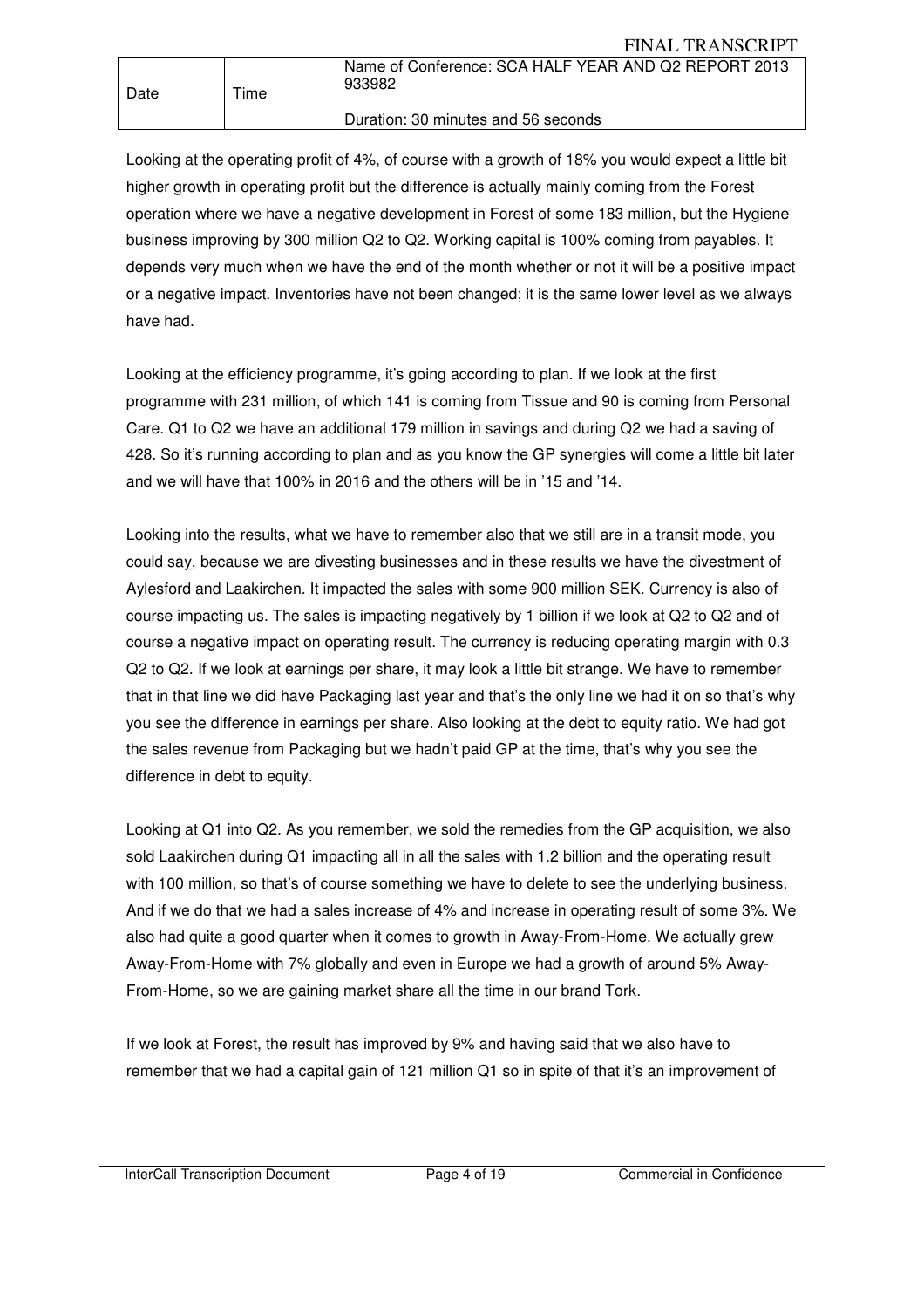Looking at the operating profit of 4%, of course with a growth of 18% you would expect a little bit higher growth in operating profit but the difference is actually mainly coming from the Forest operation where we have a negative development in Forest of some 183 million, but the Hygiene business improving by 300 million Q2 to Q2. Working capital is 100% coming from payables. It depends very much when we have the end of the month whether or not it will be a positive impact or a negative impact. Inventories have not been changed; it is the same lower level as we always have had.

Looking at the efficiency programme, it's going according to plan. If we look at the first programme with 231 million, of which 141 is coming from Tissue and 90 is coming from Personal Care. Q1 to Q2 we have an additional 179 million in savings and during Q2 we had a saving of 428. So it's running according to plan and as you know the GP synergies will come a little bit later and we will have that 100% in 2016 and the others will be in '15 and '14.

Looking into the results, what we have to remember also that we still are in a transit mode, you could say, because we are divesting businesses and in these results we have the divestment of Aylesford and Laakirchen. It impacted the sales with some 900 million SEK. Currency is also of course impacting us. The sales is impacting negatively by 1 billion if we look at Q2 to Q2 and of course a negative impact on operating result. The currency is reducing operating margin with 0.3 Q2 to Q2. If we look at earnings per share, it may look a little bit strange. We have to remember that in that line we did have Packaging last year and that's the only line we had it on so that's why you see the difference in earnings per share. Also looking at the debt to equity ratio. We had got the sales revenue from Packaging but we hadn't paid GP at the time, that's why you see the difference in debt to equity.

Looking at Q1 into Q2. As you remember, we sold the remedies from the GP acquisition, we also sold Laakirchen during Q1 impacting all in all the sales with 1.2 billion and the operating result with 100 million, so that's of course something we have to delete to see the underlying business. And if we do that we had a sales increase of 4% and increase in operating result of some 3%. We also had quite a good quarter when it comes to growth in Away-From-Home. We actually grew Away-From-Home with 7% globally and even in Europe we had a growth of around 5% Away-From-Home, so we are gaining market share all the time in our brand Tork.

If we look at Forest, the result has improved by 9% and having said that we also have to remember that we had a capital gain of 121 million Q1 so in spite of that it's an improvement of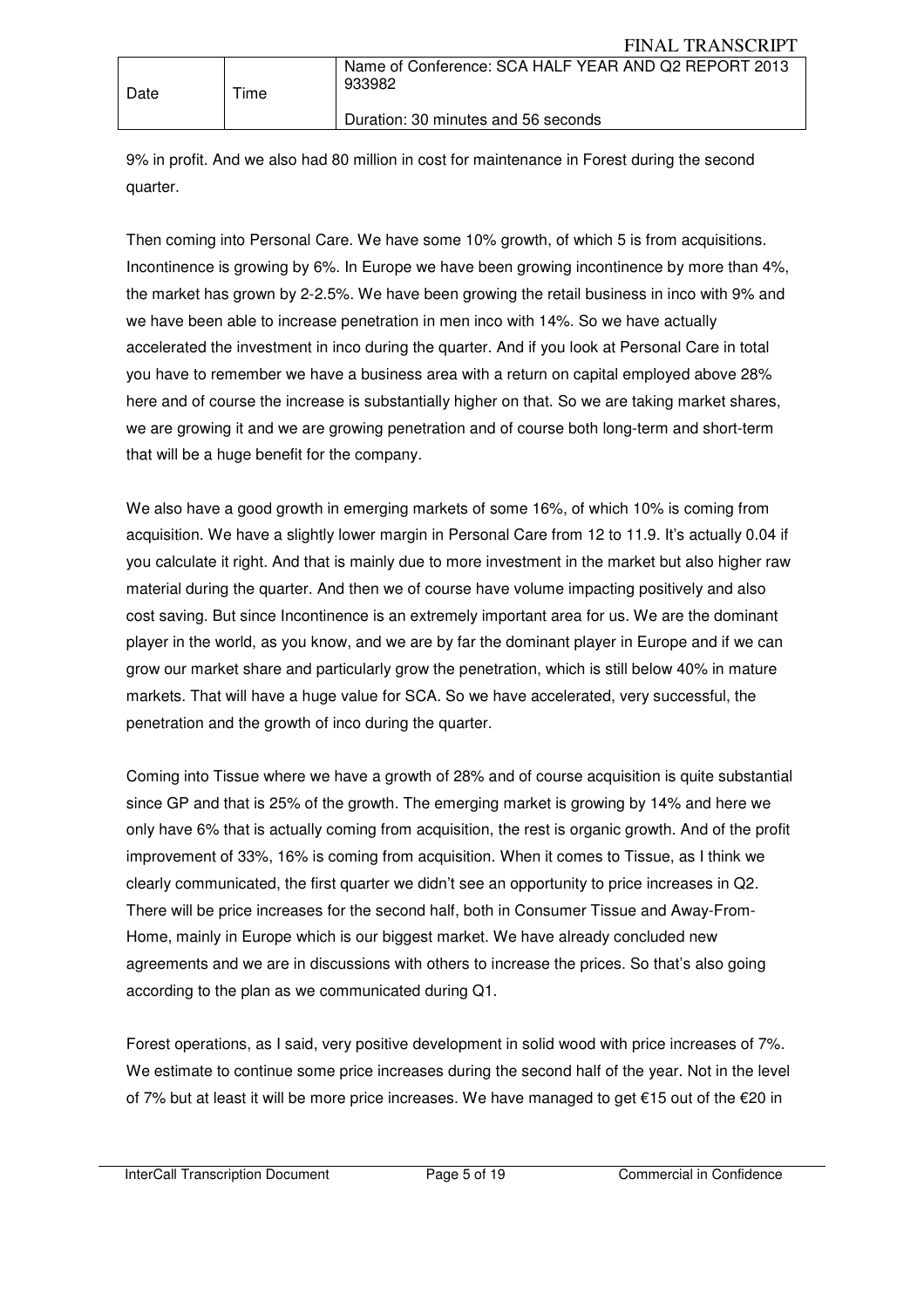9% in profit. And we also had 80 million in cost for maintenance in Forest during the second quarter.

Then coming into Personal Care. We have some 10% growth, of which 5 is from acquisitions. Incontinence is growing by 6%. In Europe we have been growing incontinence by more than 4%, the market has grown by 2-2.5%. We have been growing the retail business in inco with 9% and we have been able to increase penetration in men inco with 14%. So we have actually accelerated the investment in inco during the quarter. And if you look at Personal Care in total you have to remember we have a business area with a return on capital employed above 28% here and of course the increase is substantially higher on that. So we are taking market shares, we are growing it and we are growing penetration and of course both long-term and short-term that will be a huge benefit for the company.

We also have a good growth in emerging markets of some 16%, of which 10% is coming from acquisition. We have a slightly lower margin in Personal Care from 12 to 11.9. It's actually 0.04 if you calculate it right. And that is mainly due to more investment in the market but also higher raw material during the quarter. And then we of course have volume impacting positively and also cost saving. But since Incontinence is an extremely important area for us. We are the dominant player in the world, as you know, and we are by far the dominant player in Europe and if we can grow our market share and particularly grow the penetration, which is still below 40% in mature markets. That will have a huge value for SCA. So we have accelerated, very successful, the penetration and the growth of inco during the quarter.

Coming into Tissue where we have a growth of 28% and of course acquisition is quite substantial since GP and that is 25% of the growth. The emerging market is growing by 14% and here we only have 6% that is actually coming from acquisition, the rest is organic growth. And of the profit improvement of 33%, 16% is coming from acquisition. When it comes to Tissue, as I think we clearly communicated, the first quarter we didn't see an opportunity to price increases in Q2. There will be price increases for the second half, both in Consumer Tissue and Away-From-Home, mainly in Europe which is our biggest market. We have already concluded new agreements and we are in discussions with others to increase the prices. So that's also going according to the plan as we communicated during Q1.

Forest operations, as I said, very positive development in solid wood with price increases of 7%. We estimate to continue some price increases during the second half of the year. Not in the level of 7% but at least it will be more price increases. We have managed to get €15 out of the €20 in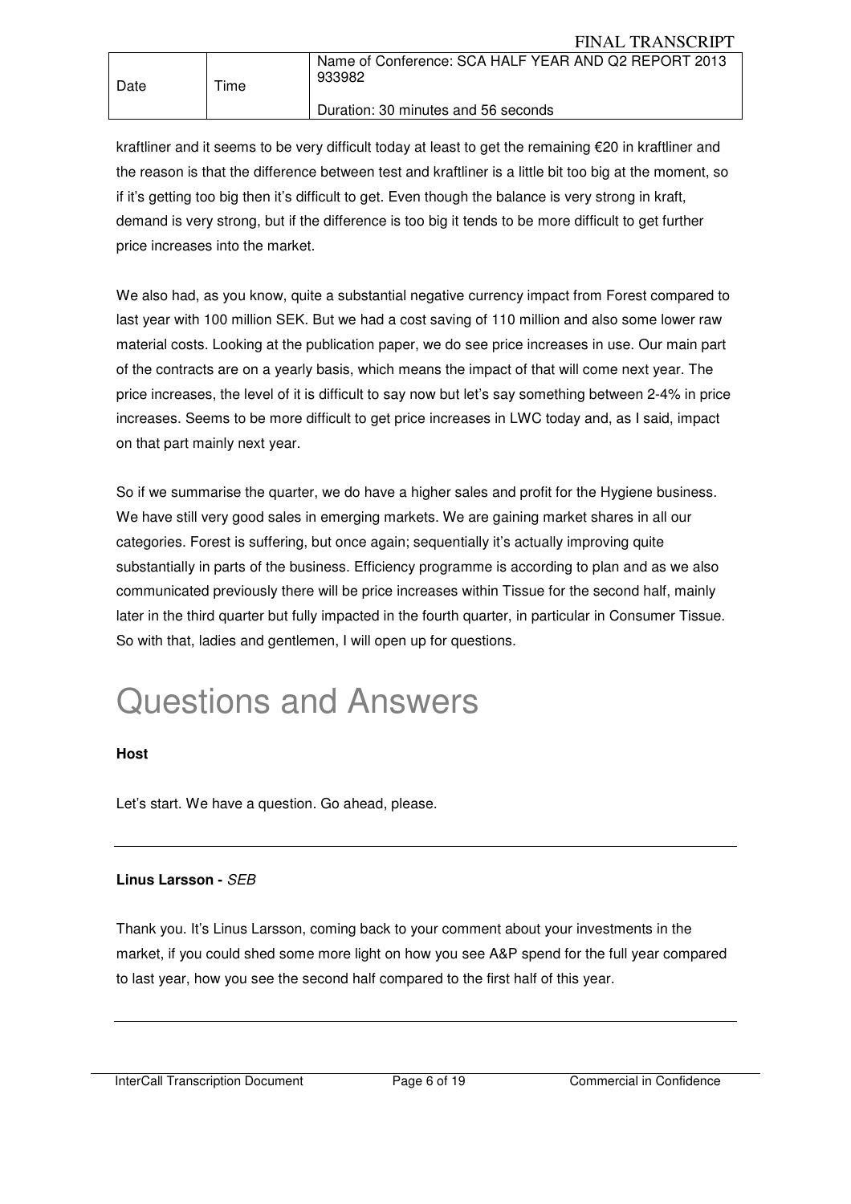kraftliner and it seems to be very difficult today at least to get the remaining €20 in kraftliner and the reason is that the difference between test and kraftliner is a little bit too big at the moment, so if it's getting too big then it's difficult to get. Even though the balance is very strong in kraft, demand is very strong, but if the difference is too big it tends to be more difficult to get further price increases into the market.

We also had, as you know, quite a substantial negative currency impact from Forest compared to last year with 100 million SEK. But we had a cost saving of 110 million and also some lower raw material costs. Looking at the publication paper, we do see price increases in use. Our main part of the contracts are on a yearly basis, which means the impact of that will come next year. The price increases, the level of it is difficult to say now but let's say something between 2-4% in price increases. Seems to be more difficult to get price increases in LWC today and, as I said, impact on that part mainly next year.

So if we summarise the quarter, we do have a higher sales and profit for the Hygiene business. We have still very good sales in emerging markets. We are gaining market shares in all our categories. Forest is suffering, but once again; sequentially it's actually improving quite substantially in parts of the business. Efficiency programme is according to plan and as we also communicated previously there will be price increases within Tissue for the second half, mainly later in the third quarter but fully impacted in the fourth quarter, in particular in Consumer Tissue. So with that, ladies and gentlemen, I will open up for questions.

# Questions and Answers

**Host**

Let's start. We have a question. Go ahead, please.

---

**Linus Larsson -** *SEB*

Thank you. It's Linus Larsson, coming back to your comment about your investments in the market, if you could shed some more light on how you see A&P spend for the full year compared to last year, how you see the second half compared to the first half of this year.

---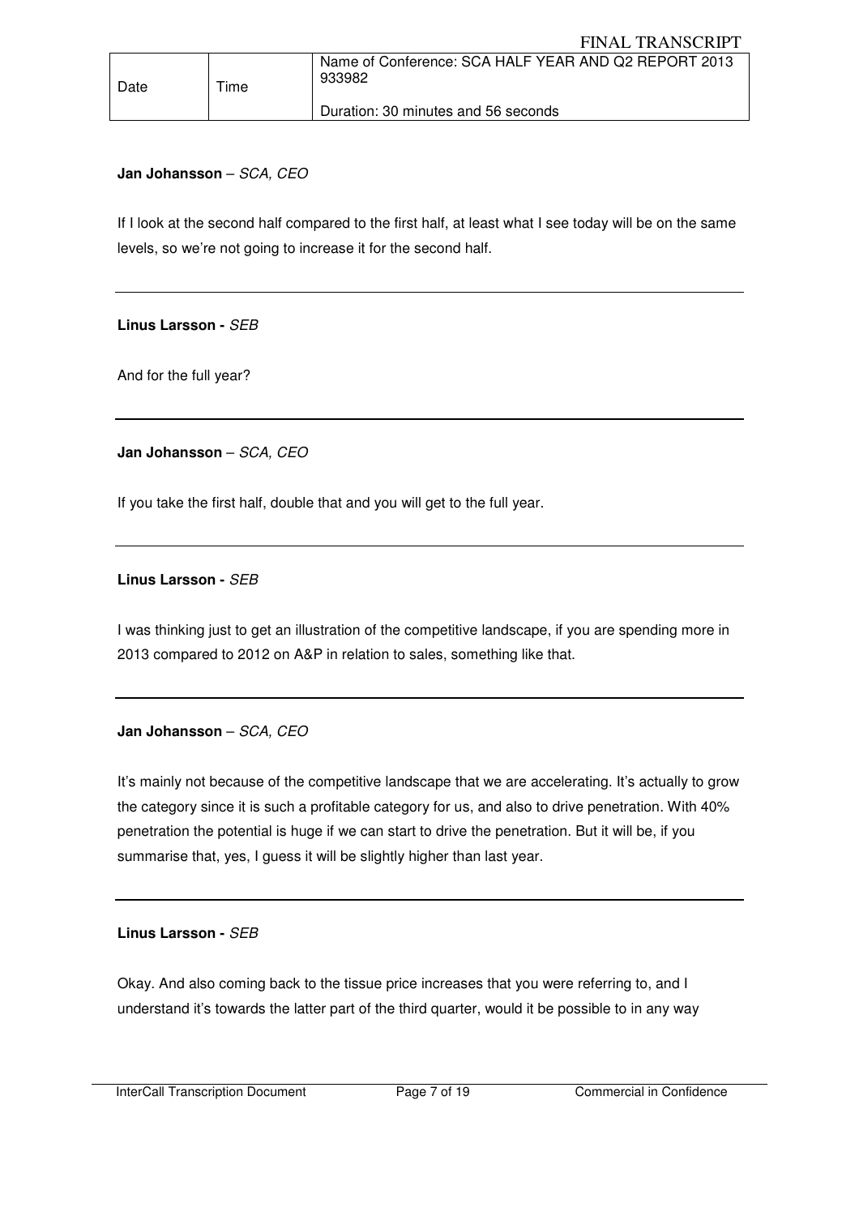**Jan Johansson** – *SCA, CEO*

If I look at the second half compared to the first half, at least what I see today will be on the same levels, so we're not going to increase it for the second half.

---

**Linus Larsson -** *SEB*

And for the full year?

---

**Jan Johansson** – *SCA, CEO*

If you take the first half, double that and you will get to the full year.

---

**Linus Larsson -** *SEB*

I was thinking just to get an illustration of the competitive landscape, if you are spending more in 2013 compared to 2012 on A&P in relation to sales, something like that.

---

**Jan Johansson** – *SCA, CEO*

It's mainly not because of the competitive landscape that we are accelerating. It's actually to grow the category since it is such a profitable category for us, and also to drive penetration. With 40% penetration the potential is huge if we can start to drive the penetration. But it will be, if you summarise that, yes, I guess it will be slightly higher than last year.

---

**Linus Larsson -** *SEB*

Okay. And also coming back to the tissue price increases that you were referring to, and I understand it's towards the latter part of the third quarter, would it be possible to in any way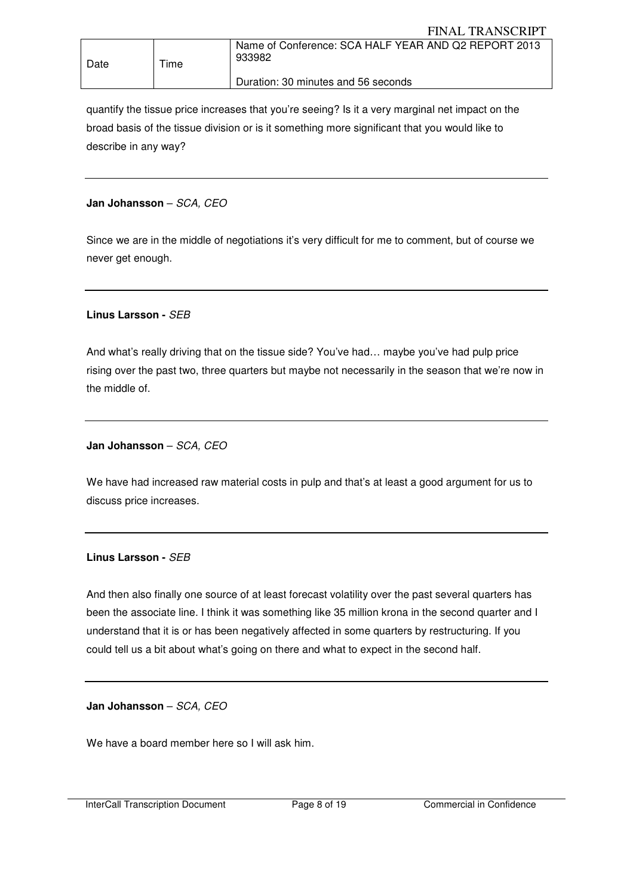quantify the tissue price increases that you're seeing? Is it a very marginal net impact on the broad basis of the tissue division or is it something more significant that you would like to describe in any way?

---

**Jan Johansson** – *SCA, CEO*

Since we are in the middle of negotiations it's very difficult for me to comment, but of course we never get enough.

---

**Linus Larsson -** *SEB*

And what's really driving that on the tissue side? You've had… maybe you've had pulp price rising over the past two, three quarters but maybe not necessarily in the season that we're now in the middle of.

---

**Jan Johansson** – *SCA, CEO*

We have had increased raw material costs in pulp and that's at least a good argument for us to discuss price increases.

---

**Linus Larsson -** *SEB*

And then also finally one source of at least forecast volatility over the past several quarters has been the associate line. I think it was something like 35 million krona in the second quarter and I understand that it is or has been negatively affected in some quarters by restructuring. If you could tell us a bit about what's going on there and what to expect in the second half.

---

**Jan Johansson** – *SCA, CEO*

We have a board member here so I will ask him.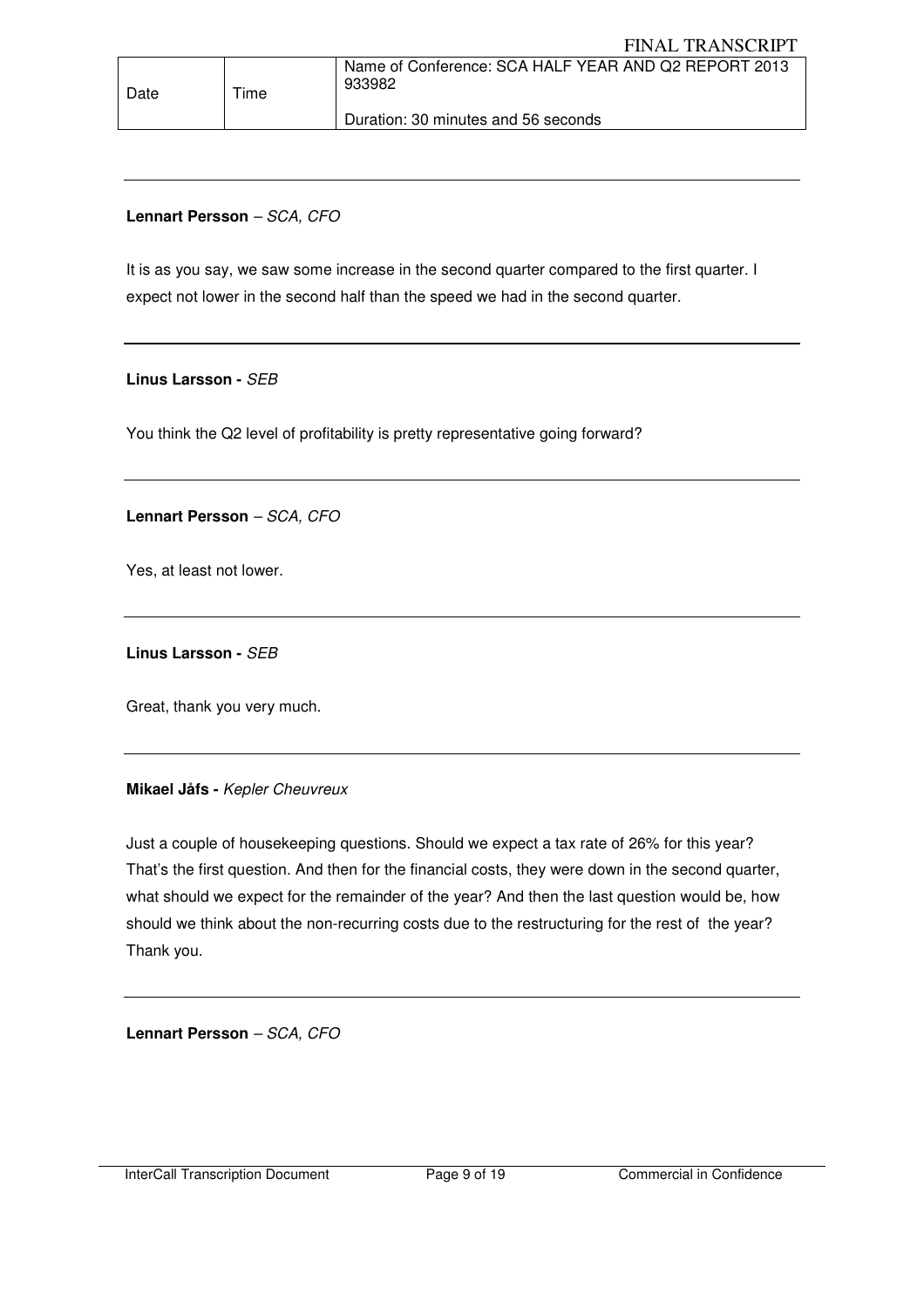**Lennart Persson** – *SCA, CFO*

It is as you say, we saw some increase in the second quarter compared to the first quarter. I expect not lower in the second half than the speed we had in the second quarter.

---

**Linus Larsson -** *SEB*

You think the Q2 level of profitability is pretty representative going forward?

---

**Lennart Persson** – *SCA, CFO*

Yes, at least not lower.

---

**Linus Larsson -** *SEB*

Great, thank you very much.

---

**Mikael Jåfs -** *Kepler Cheuvreux*

Just a couple of housekeeping questions. Should we expect a tax rate of 26% for this year? That's the first question. And then for the financial costs, they were down in the second quarter, what should we expect for the remainder of the year? And then the last question would be, how should we think about the non-recurring costs due to the restructuring for the rest of the year? Thank you.

---

**Lennart Persson** – *SCA, CFO*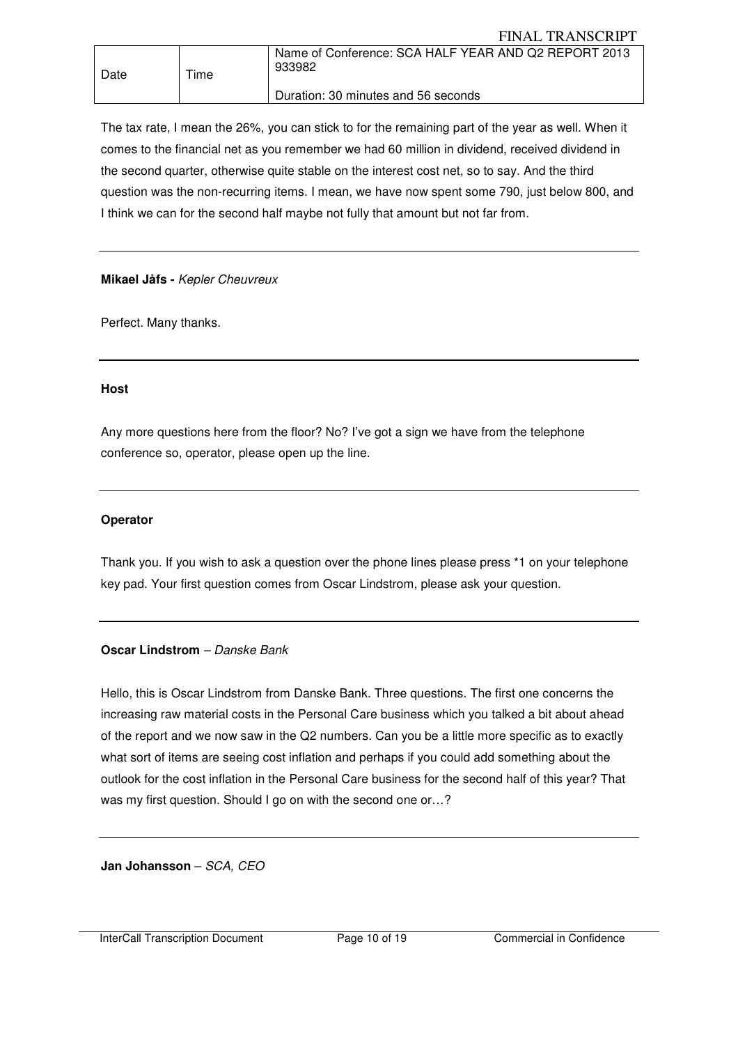The tax rate, I mean the 26%, you can stick to for the remaining part of the year as well. When it comes to the financial net as you remember we had 60 million in dividend, received dividend in the second quarter, otherwise quite stable on the interest cost net, so to say. And the third question was the non-recurring items. I mean, we have now spent some 790, just below 800, and I think we can for the second half maybe not fully that amount but not far from.

---

**Mikael Jåfs -** *Kepler Cheuvreux*

Perfect. Many thanks.

---

**Host**

Any more questions here from the floor? No? I've got a sign we have from the telephone conference so, operator, please open up the line.

---

**Operator**

Thank you. If you wish to ask a question over the phone lines please press *1 on your telephone key pad. Your first question comes from Oscar Lindstrom, please ask your question.

---

**Oscar Lindstrom** – *Danske Bank*

Hello, this is Oscar Lindstrom from Danske Bank. Three questions. The first one concerns the increasing raw material costs in the Personal Care business which you talked a bit about ahead of the report and we now saw in the Q2 numbers. Can you be a little more specific as to exactly what sort of items are seeing cost inflation and perhaps if you could add something about the outlook for the cost inflation in the Personal Care business for the second half of this year? That was my first question. Should I go on with the second one or…?

---

**Jan Johansson** – *SCA, CEO*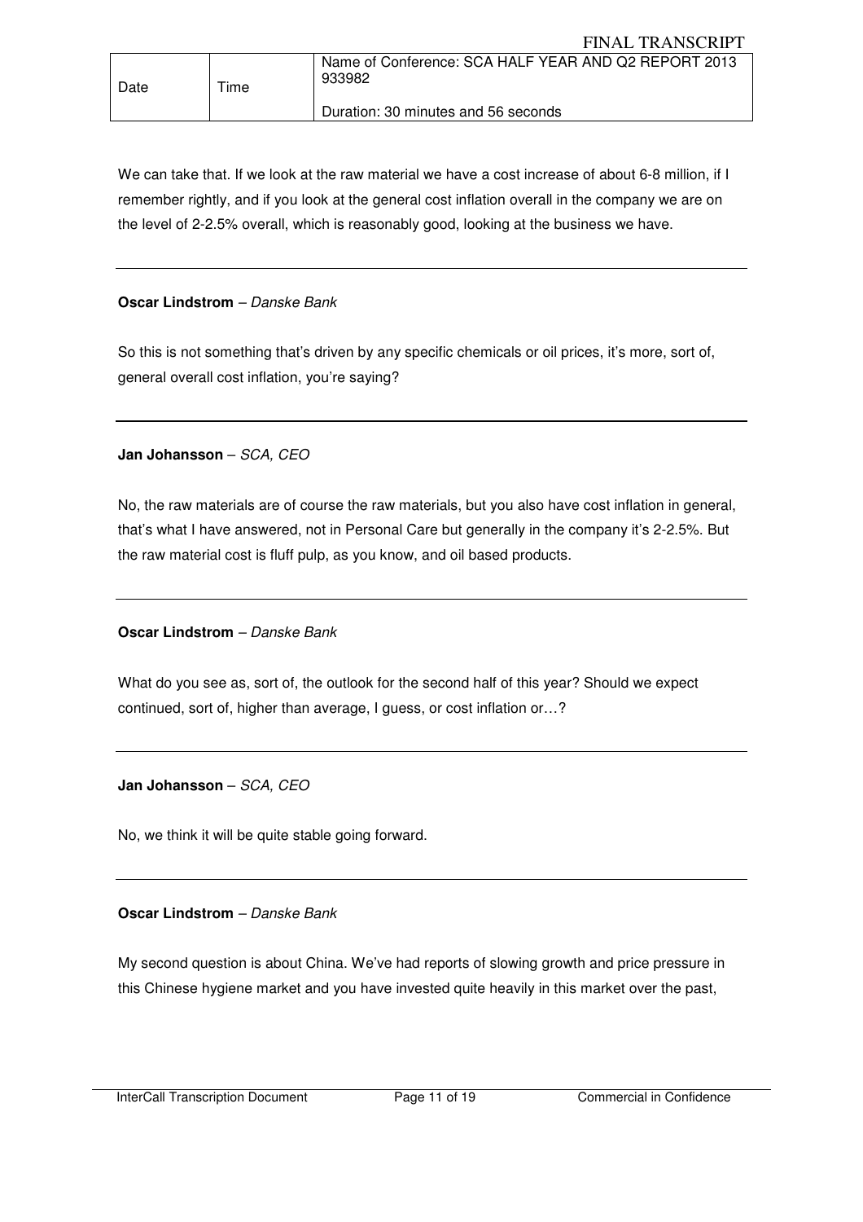We can take that. If we look at the raw material we have a cost increase of about 6-8 million, if I remember rightly, and if you look at the general cost inflation overall in the company we are on the level of 2-2.5% overall, which is reasonably good, looking at the business we have.

---

**Oscar Lindstrom** – *Danske Bank*

So this is not something that's driven by any specific chemicals or oil prices, it's more, sort of, general overall cost inflation, you're saying?

---

**Jan Johansson** – *SCA, CEO*

No, the raw materials are of course the raw materials, but you also have cost inflation in general, that's what I have answered, not in Personal Care but generally in the company it's 2-2.5%. But the raw material cost is fluff pulp, as you know, and oil based products.

---

**Oscar Lindstrom** – *Danske Bank*

What do you see as, sort of, the outlook for the second half of this year? Should we expect continued, sort of, higher than average, I guess, or cost inflation or…?

---

**Jan Johansson** – *SCA, CEO*

No, we think it will be quite stable going forward.

---

**Oscar Lindstrom** – *Danske Bank*

My second question is about China. We've had reports of slowing growth and price pressure in this Chinese hygiene market and you have invested quite heavily in this market over the past,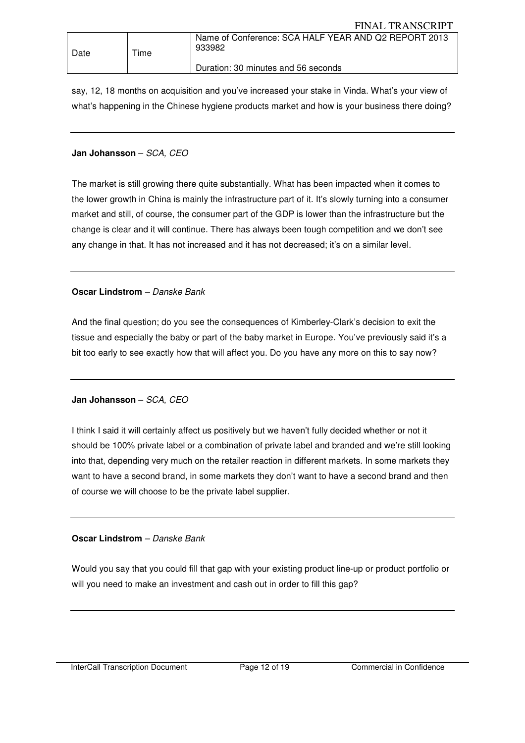say, 12, 18 months on acquisition and you've increased your stake in Vinda. What's your view of what's happening in the Chinese hygiene products market and how is your business there doing?

---

**Jan Johansson** – *SCA, CEO*

The market is still growing there quite substantially. What has been impacted when it comes to the lower growth in China is mainly the infrastructure part of it. It's slowly turning into a consumer market and still, of course, the consumer part of the GDP is lower than the infrastructure but the change is clear and it will continue. There has always been tough competition and we don't see any change in that. It has not increased and it has not decreased; it's on a similar level.

---

**Oscar Lindstrom** – *Danske Bank*

And the final question; do you see the consequences of Kimberley-Clark's decision to exit the tissue and especially the baby or part of the baby market in Europe. You've previously said it's a bit too early to see exactly how that will affect you. Do you have any more on this to say now?

---

**Jan Johansson** – *SCA, CEO*

I think I said it will certainly affect us positively but we haven't fully decided whether or not it should be 100% private label or a combination of private label and branded and we're still looking into that, depending very much on the retailer reaction in different markets. In some markets they want to have a second brand, in some markets they don't want to have a second brand and then of course we will choose to be the private label supplier.

---

**Oscar Lindstrom** – *Danske Bank*

Would you say that you could fill that gap with your existing product line-up or product portfolio or will you need to make an investment and cash out in order to fill this gap?

---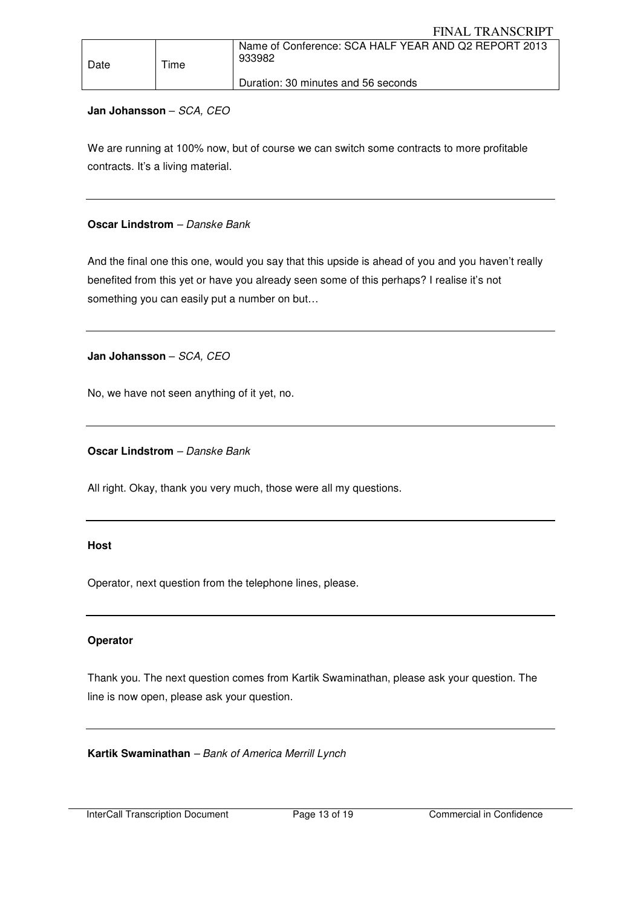**Jan Johansson** – *SCA, CEO*

We are running at 100% now, but of course we can switch some contracts to more profitable contracts. It's a living material.

---

**Oscar Lindstrom** – *Danske Bank*

And the final one this one, would you say that this upside is ahead of you and you haven't really benefited from this yet or have you already seen some of this perhaps? I realise it's not something you can easily put a number on but…

---

**Jan Johansson** – *SCA, CEO*

No, we have not seen anything of it yet, no.

---

**Oscar Lindstrom** – *Danske Bank*

All right. Okay, thank you very much, those were all my questions.

---

**Host**

Operator, next question from the telephone lines, please.

---

**Operator**

Thank you. The next question comes from Kartik Swaminathan, please ask your question. The line is now open, please ask your question.

---

**Kartik Swaminathan** – *Bank of America Merrill Lynch*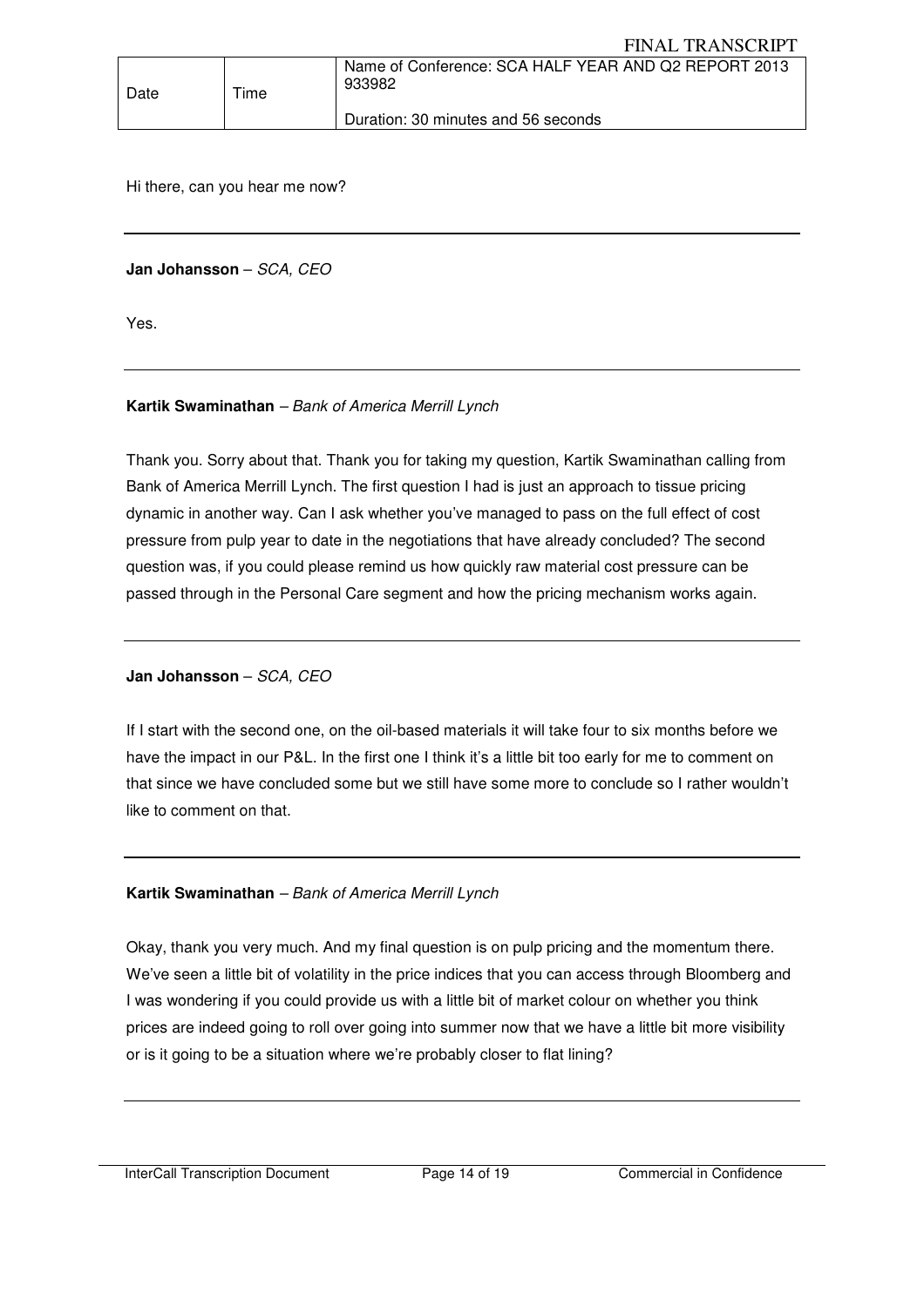Hi there, can you hear me now?

---

**Jan Johansson** – *SCA, CEO*

Yes.

---

**Kartik Swaminathan** – *Bank of America Merrill Lynch*

Thank you. Sorry about that. Thank you for taking my question, Kartik Swaminathan calling from Bank of America Merrill Lynch. The first question I had is just an approach to tissue pricing dynamic in another way. Can I ask whether you've managed to pass on the full effect of cost pressure from pulp year to date in the negotiations that have already concluded? The second question was, if you could please remind us how quickly raw material cost pressure can be passed through in the Personal Care segment and how the pricing mechanism works again.

---

**Jan Johansson** – *SCA, CEO*

If I start with the second one, on the oil-based materials it will take four to six months before we have the impact in our P&L. In the first one I think it's a little bit too early for me to comment on that since we have concluded some but we still have some more to conclude so I rather wouldn't like to comment on that.

---

**Kartik Swaminathan** – *Bank of America Merrill Lynch*

Okay, thank you very much. And my final question is on pulp pricing and the momentum there. We've seen a little bit of volatility in the price indices that you can access through Bloomberg and I was wondering if you could provide us with a little bit of market colour on whether you think prices are indeed going to roll over going into summer now that we have a little bit more visibility or is it going to be a situation where we're probably closer to flat lining?

---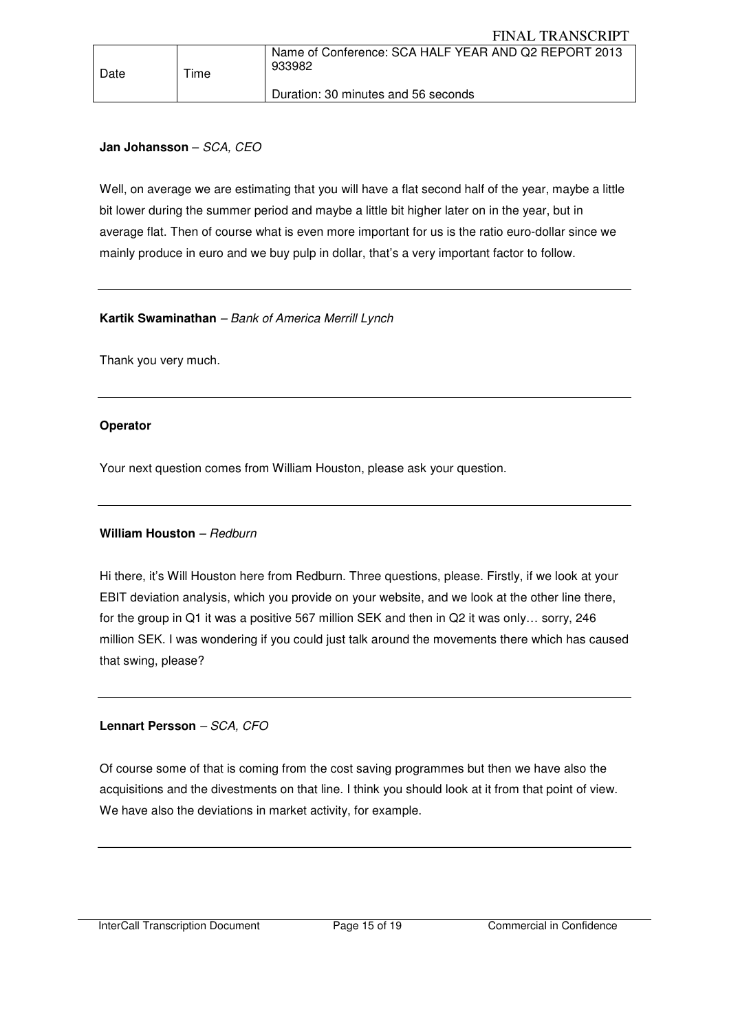**Jan Johansson** – *SCA, CEO*

Well, on average we are estimating that you will have a flat second half of the year, maybe a little bit lower during the summer period and maybe a little bit higher later on in the year, but in average flat. Then of course what is even more important for us is the ratio euro-dollar since we mainly produce in euro and we buy pulp in dollar, that's a very important factor to follow.

---

**Kartik Swaminathan** – *Bank of America Merrill Lynch*

Thank you very much.

---

**Operator**

Your next question comes from William Houston, please ask your question.

---

**William Houston** – *Redburn*

Hi there, it's Will Houston here from Redburn. Three questions, please. Firstly, if we look at your EBIT deviation analysis, which you provide on your website, and we look at the other line there, for the group in Q1 it was a positive 567 million SEK and then in Q2 it was only… sorry, 246 million SEK. I was wondering if you could just talk around the movements there which has caused that swing, please?

---

**Lennart Persson** – *SCA, CFO*

Of course some of that is coming from the cost saving programmes but then we have also the acquisitions and the divestments on that line. I think you should look at it from that point of view. We have also the deviations in market activity, for example.

---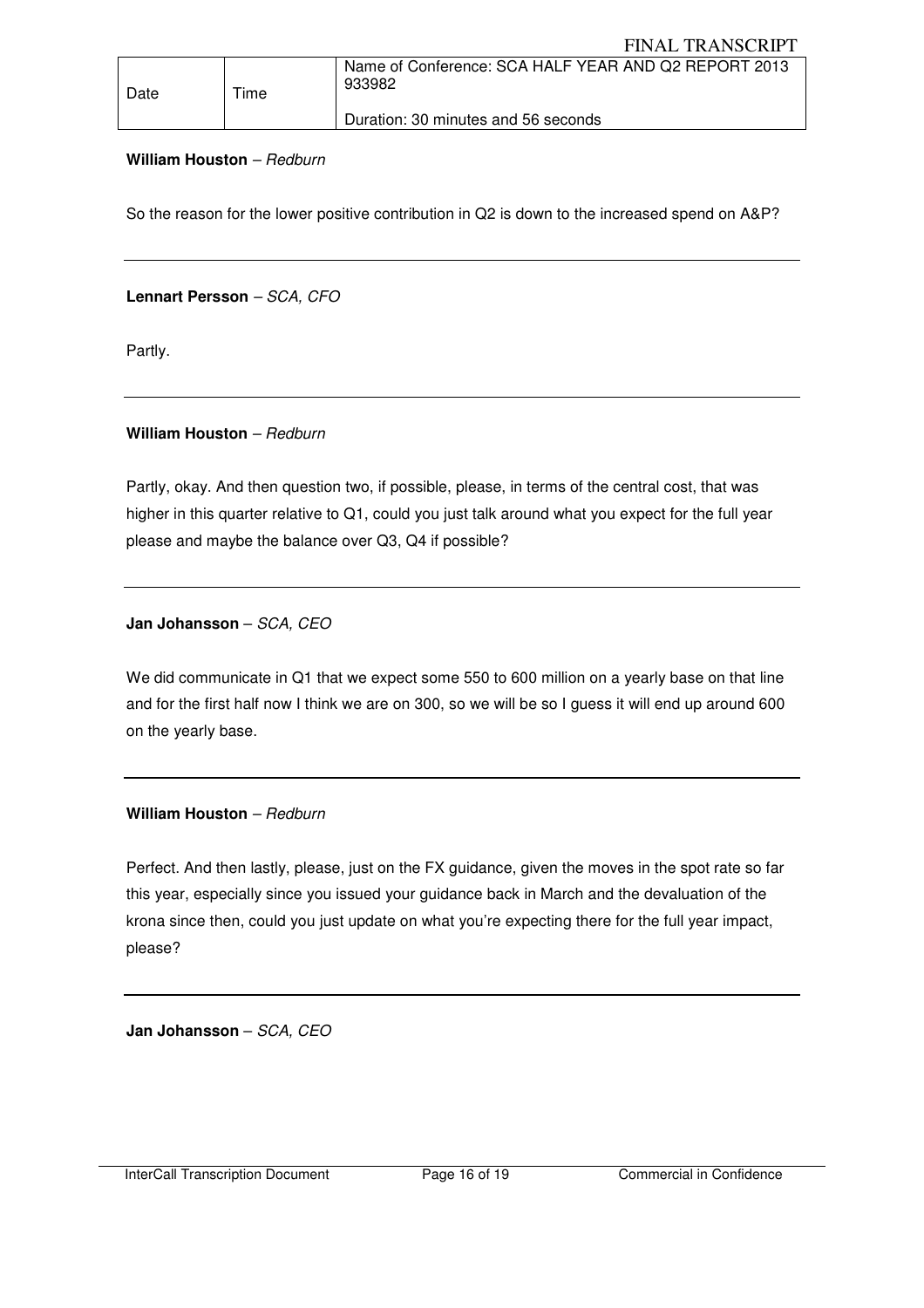**William Houston** – *Redburn*

So the reason for the lower positive contribution in Q2 is down to the increased spend on A&P?

---

**Lennart Persson** – *SCA, CFO*

Partly.

---

**William Houston** – *Redburn*

Partly, okay. And then question two, if possible, please, in terms of the central cost, that was higher in this quarter relative to Q1, could you just talk around what you expect for the full year please and maybe the balance over Q3, Q4 if possible?

---

**Jan Johansson** – *SCA, CEO*

We did communicate in Q1 that we expect some 550 to 600 million on a yearly base on that line and for the first half now I think we are on 300, so we will be so I guess it will end up around 600 on the yearly base.

---

**William Houston** – *Redburn*

Perfect. And then lastly, please, just on the FX guidance, given the moves in the spot rate so far this year, especially since you issued your guidance back in March and the devaluation of the krona since then, could you just update on what you're expecting there for the full year impact, please?

---

**Jan Johansson** – *SCA, CEO*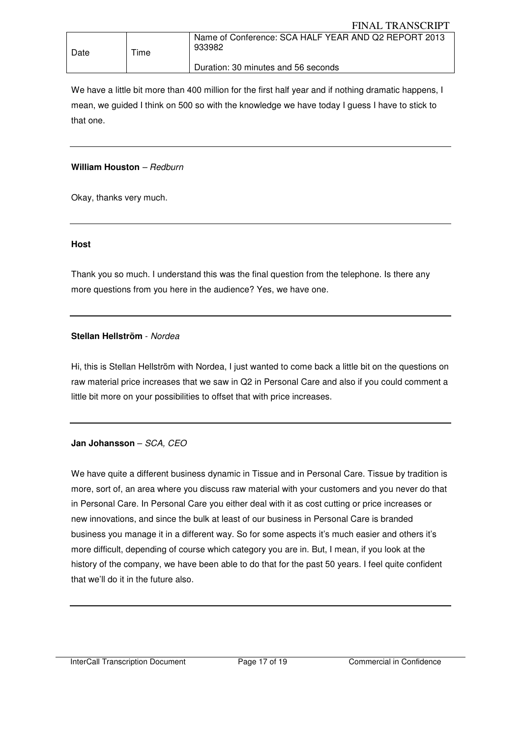We have a little bit more than 400 million for the first half year and if nothing dramatic happens, I mean, we guided I think on 500 so with the knowledge we have today I guess I have to stick to that one.

---

**William Houston** – *Redburn*

Okay, thanks very much.

---

**Host**

Thank you so much. I understand this was the final question from the telephone. Is there any more questions from you here in the audience? Yes, we have one.

---

**Stellan Hellström** - *Nordea*

Hi, this is Stellan Hellström with Nordea, I just wanted to come back a little bit on the questions on raw material price increases that we saw in Q2 in Personal Care and also if you could comment a little bit more on your possibilities to offset that with price increases.

---

**Jan Johansson** – *SCA, CEO*

We have quite a different business dynamic in Tissue and in Personal Care. Tissue by tradition is more, sort of, an area where you discuss raw material with your customers and you never do that in Personal Care. In Personal Care you either deal with it as cost cutting or price increases or new innovations, and since the bulk at least of our business in Personal Care is branded business you manage it in a different way. So for some aspects it's much easier and others it's more difficult, depending of course which category you are in. But, I mean, if you look at the history of the company, we have been able to do that for the past 50 years. I feel quite confident that we'll do it in the future also.

---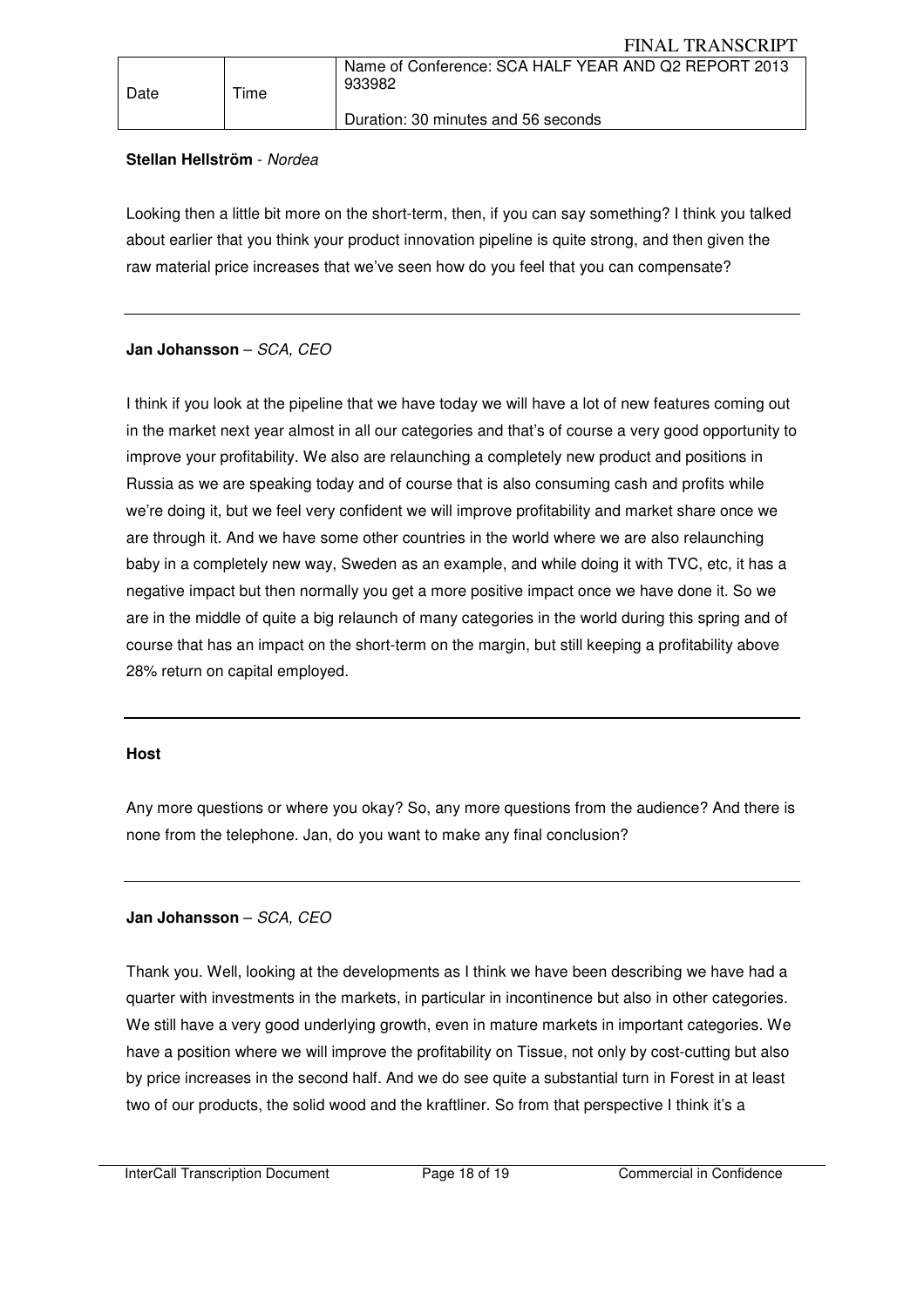**Stellan Hellström** - *Nordea*

Looking then a little bit more on the short-term, then, if you can say something? I think you talked about earlier that you think your product innovation pipeline is quite strong, and then given the raw material price increases that we've seen how do you feel that you can compensate?

---

**Jan Johansson** – *SCA, CEO*

I think if you look at the pipeline that we have today we will have a lot of new features coming out in the market next year almost in all our categories and that's of course a very good opportunity to improve your profitability. We also are relaunching a completely new product and positions in Russia as we are speaking today and of course that is also consuming cash and profits while we're doing it, but we feel very confident we will improve profitability and market share once we are through it. And we have some other countries in the world where we are also relaunching baby in a completely new way, Sweden as an example, and while doing it with TVC, etc, it has a negative impact but then normally you get a more positive impact once we have done it. So we are in the middle of quite a big relaunch of many categories in the world during this spring and of course that has an impact on the short-term on the margin, but still keeping a profitability above 28% return on capital employed.

---

**Host**

Any more questions or where you okay? So, any more questions from the audience? And there is none from the telephone. Jan, do you want to make any final conclusion?

---

**Jan Johansson** – *SCA, CEO*

Thank you. Well, looking at the developments as I think we have been describing we have had a quarter with investments in the markets, in particular in incontinence but also in other categories. We still have a very good underlying growth, even in mature markets in important categories. We have a position where we will improve the profitability on Tissue, not only by cost-cutting but also by price increases in the second half. And we do see quite a substantial turn in Forest in at least two of our products, the solid wood and the kraftliner. So from that perspective I think it's a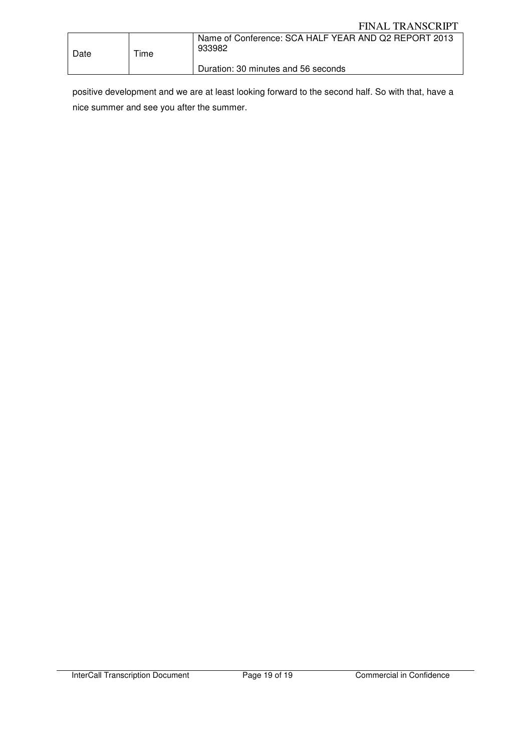positive development and we are at least looking forward to the second half. So with that, have a nice summer and see you after the summer.